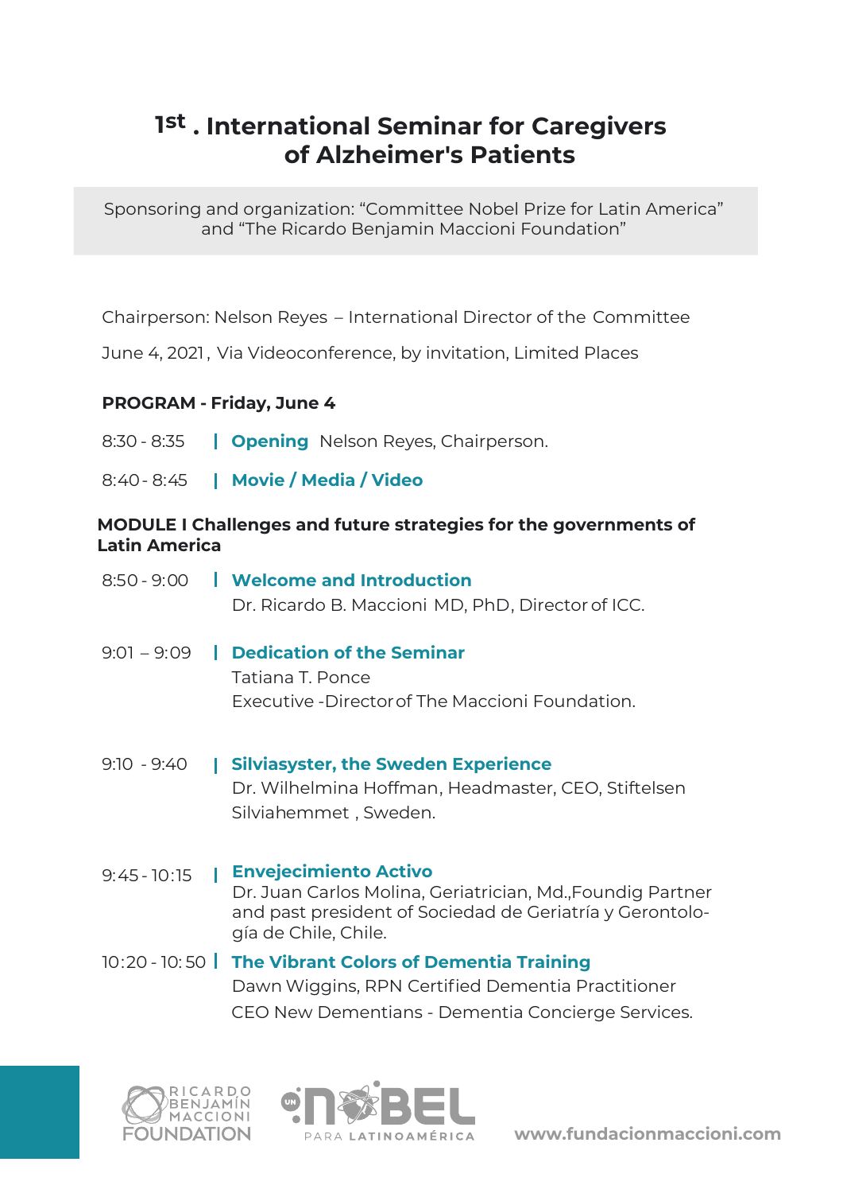# 1st . International Seminar for Caregivers of Alzheimer's Patients

Sponsoring and organization: "Committee Nobel Prize for Latin America" and "The Ricardo Benjamin Maccioni Foundation"

Chairperson: Nelson Reyes – International Director of the Committee

June 4, 2021, Via Videoconference, by invitation, Limited Places

**PROGRAM - Friday, June 4**

8:30 - 8:35 | **Opening** Nelson Reyes, Chairperson.

8:40 - 8:45 | **Movie / Media / Video**

**MODULE I Challenges and future strategies for the governments of Latin America**

8:50 - 9:00 | **Welcome and Introduction**
Dr. Ricardo B. Maccioni MD, PhD, Director of ICC.

9:01 – 9:09 | **Dedication of the Seminar**
Tatiana T. Ponce
Executive -Director of The Maccioni Foundation.

9:10 - 9:40 | **Silviasyster, the Sweden Experience**
Dr. Wilhelmina Hoffman, Headmaster, CEO, Stiftelsen Silviahemmet , Sweden.

9:45 - 10:15 | **Envejecimiento Activo**
Dr. Juan Carlos Molina, Geriatrician, Md.,Foundig Partner and past president of Sociedad de Geriatría y Gerontología de Chile, Chile.

10:20 - 10: 50 | **The Vibrant Colors of Dementia Training**
Dawn Wiggins, RPN Certified Dementia Practitioner
CEO New Dementians - Dementia Concierge Services.

RICARDO BENJAMÍN MACCIONI FOUNDATION

NOBEL PARA LATINOAMÉRICA

www.fundacionmaccioni.com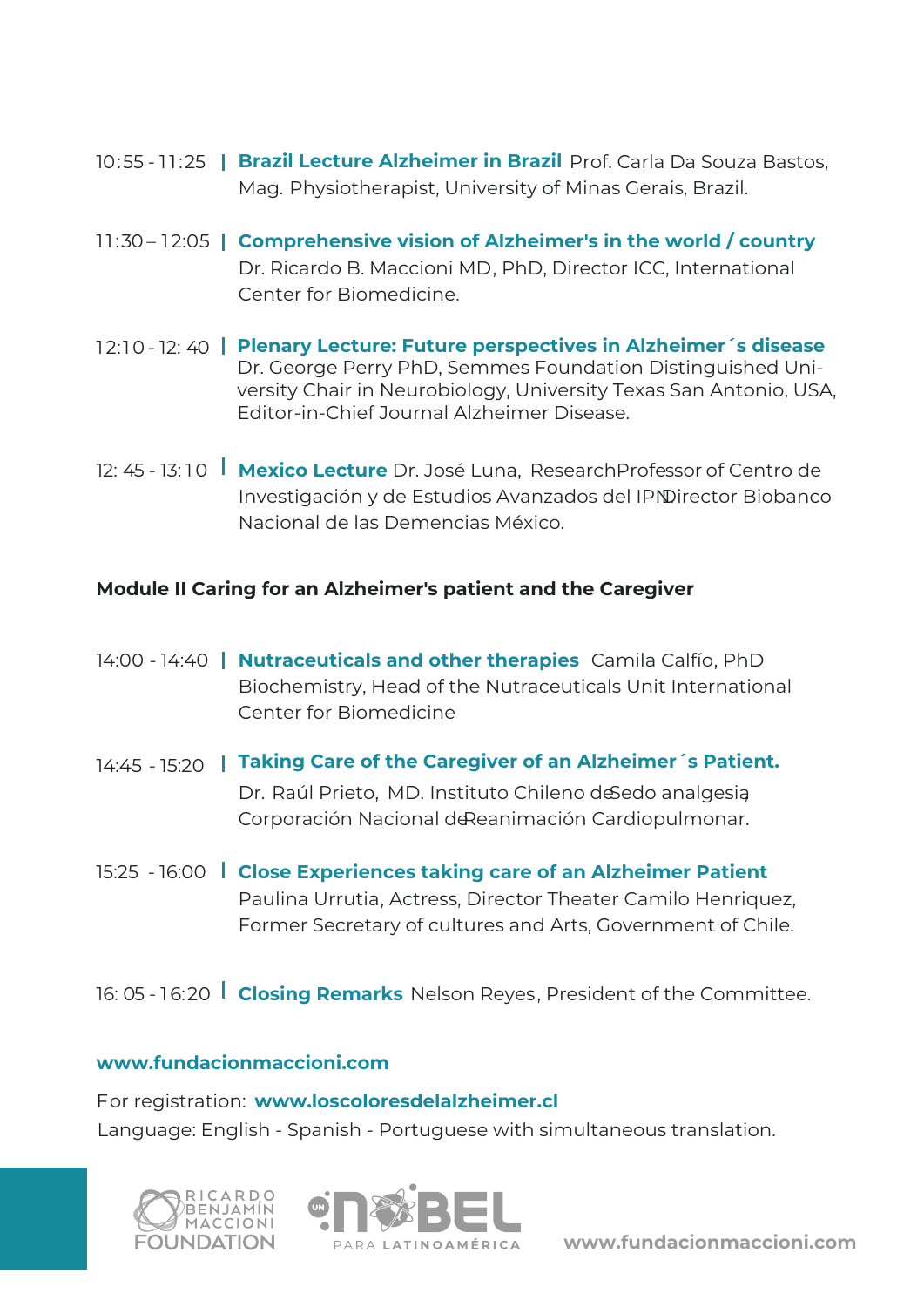10:55 - 11:25 | **Brazil Lecture Alzheimer in Brazil** Prof. Carla Da Souza Bastos, Mag. Physiotherapist, University of Minas Gerais, Brazil.

11:30 – 12:05 | **Comprehensive vision of Alzheimer's in the world / country** Dr. Ricardo B. Maccioni MD, PhD, Director ICC, International Center for Biomedicine.

12:10 - 12: 40 | **Plenary Lecture: Future perspectives in Alzheimer´s disease** Dr. George Perry PhD, Semmes Foundation Distinguished University Chair in Neurobiology, University Texas San Antonio, USA, Editor-in-Chief Journal Alzheimer Disease.

12: 45 - 13:10 | **Mexico Lecture** Dr. José Luna, ResearchProfessor of Centro de Investigación y de Estudios Avanzados del IPN Director Biobanco Nacional de las Demencias México.

**Module II Caring for an Alzheimer's patient and the Caregiver**

14:00 - 14:40 | **Nutraceuticals and other therapies** Camila Calfío, PhD Biochemistry, Head of the Nutraceuticals Unit International Center for Biomedicine

14:45 - 15:20 | **Taking Care of the Caregiver of an Alzheimer´s Patient.** Dr. Raúl Prieto, MD. Instituto Chileno de Sedo analgesia, Corporación Nacional de Reanimación Cardiopulmonar.

15:25 - 16:00 | **Close Experiences taking care of an Alzheimer Patient** Paulina Urrutia, Actress, Director Theater Camilo Henriquez, Former Secretary of cultures and Arts, Government of Chile.

16: 05 - 16:20 | **Closing Remarks** Nelson Reyes, President of the Committee.

**www.fundacionmaccioni.com**

For registration: **www.loscoloresdelalzheimer.cl**

Language: English - Spanish - Portuguese with simultaneous translation.

RICARDO BENJAMÍN MACCIONI FOUNDATION

UN NOBEL PARA LATINOAMÉRICA

**www.fundacionmaccioni.com**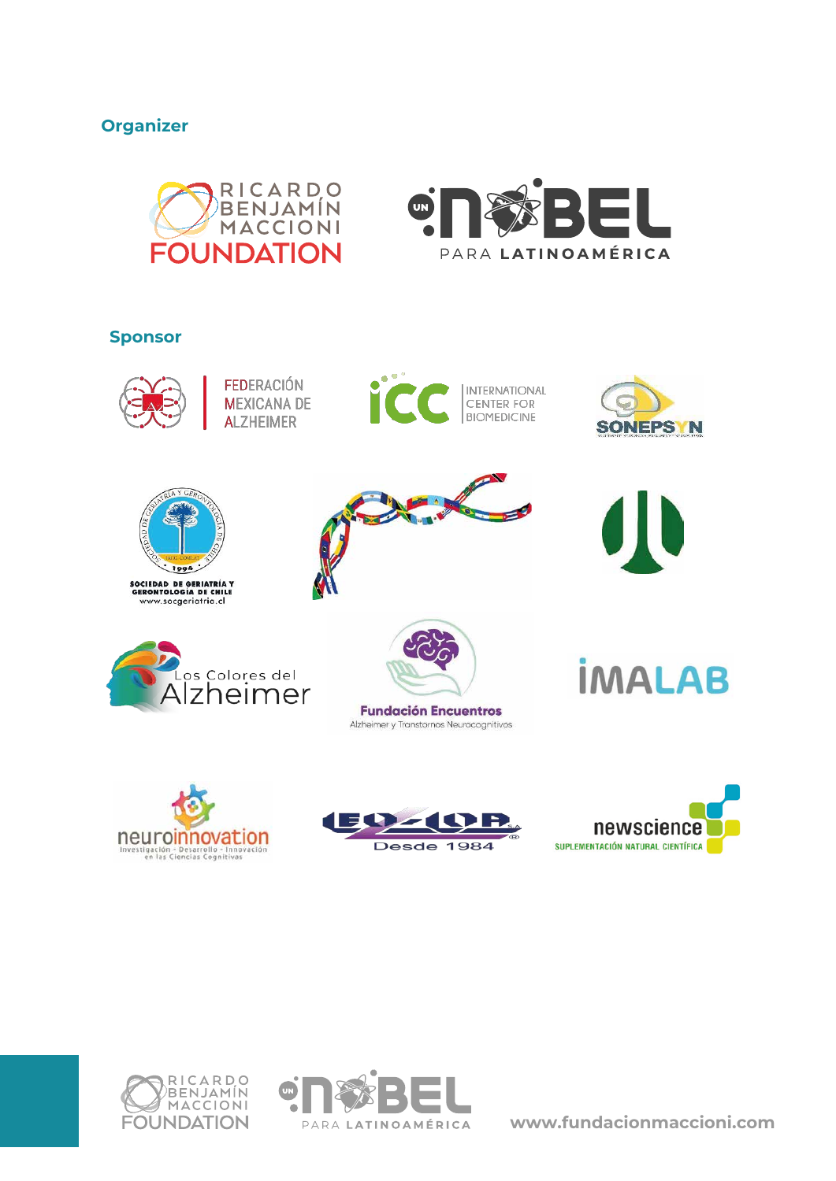## Organizer

RICARDO BENJAMÍN MACCIONI FOUNDATION

UN NOBEL PARA LATINOAMÉRICA

## Sponsor

FEDERACIÓN MEXICANA DE ALZHEIMER

ICC INTERNATIONAL CENTER FOR BIOMEDICINE

SONEPSYN

SOCIEDAD DE GERIATRÍA Y GERONTOLOGÍA DE CHILE
www.socgeriatria.cl

Los Colores del Alzheimer

Fundación Encuentros
Alzheimer y Trastornos Neurocognitivos

IMALAB

neuroinnovation
Investigación - Desarrollo - Innovación en las Ciencias Cognitivas

Desde 1984

newscience
SUPLEMENTACIÓN NATURAL CIENTÍFICA

www.fundacionmaccioni.com